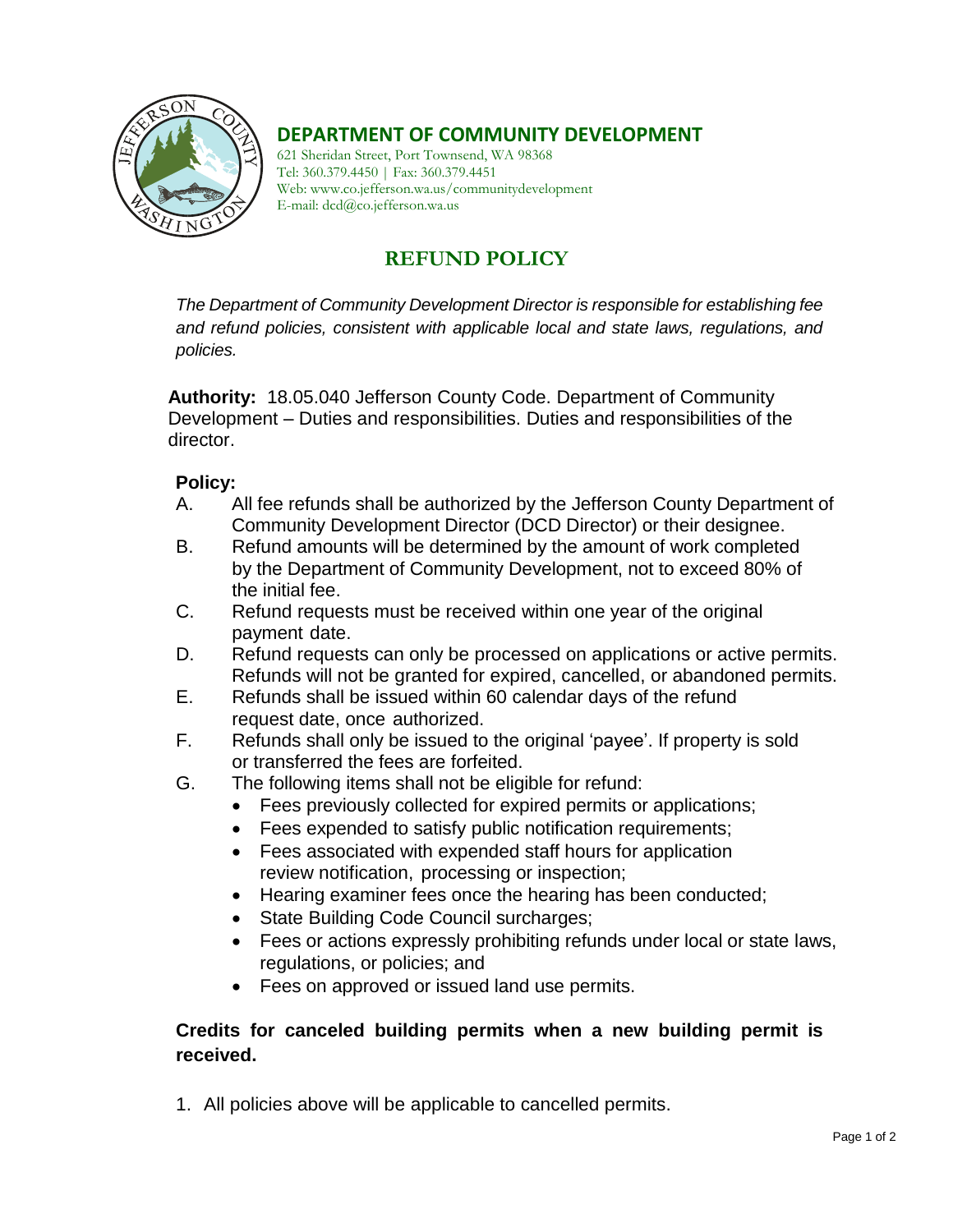**DEPARTMENT OF COMMUNITY DEVELOPMENT**

621 Sheridan Street, Port Townsend, WA 98368
Tel: 360.379.4450 | Fax: 360.379.4451
Web: www.co.jefferson.wa.us/communitydevelopment
E-mail: dcd@co.jefferson.wa.us

# REFUND POLICY

*The Department of Community Development Director is responsible for establishing fee and refund policies, consistent with applicable local and state laws, regulations, and policies.*

**Authority:** 18.05.040 Jefferson County Code. Department of Community Development – Duties and responsibilities. Duties and responsibilities of the director.

**Policy:**

A. All fee refunds shall be authorized by the Jefferson County Department of Community Development Director (DCD Director) or their designee.

B. Refund amounts will be determined by the amount of work completed by the Department of Community Development, not to exceed 80% of the initial fee.

C. Refund requests must be received within one year of the original payment date.

D. Refund requests can only be processed on applications or active permits. Refunds will not be granted for expired, cancelled, or abandoned permits.

E. Refunds shall be issued within 60 calendar days of the refund request date, once authorized.

F. Refunds shall only be issued to the original 'payee'. If property is sold or transferred the fees are forfeited.

G. The following items shall not be eligible for refund:
   - Fees previously collected for expired permits or applications;
   - Fees expended to satisfy public notification requirements;
   - Fees associated with expended staff hours for application review notification, processing or inspection;
   - Hearing examiner fees once the hearing has been conducted;
   - State Building Code Council surcharges;
   - Fees or actions expressly prohibiting refunds under local or state laws, regulations, or policies; and
   - Fees on approved or issued land use permits.

**Credits for canceled building permits when a new building permit is received.**

1. All policies above will be applicable to cancelled permits.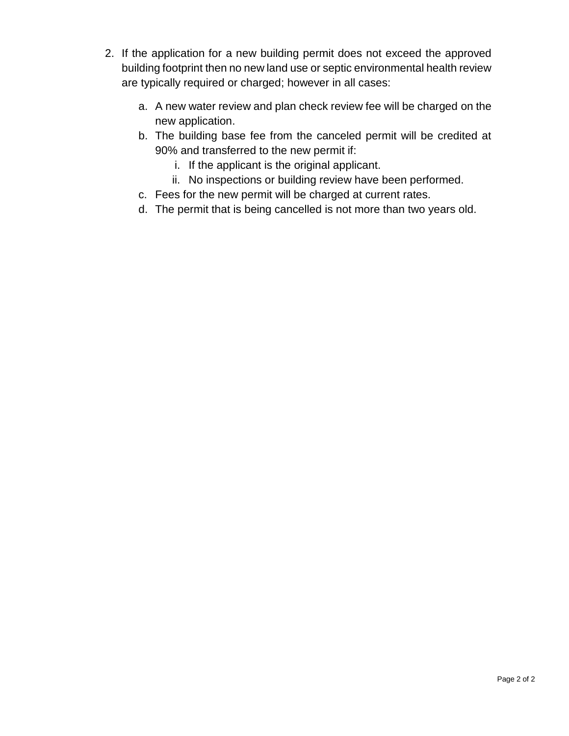2. If the application for a new building permit does not exceed the approved building footprint then no new land use or septic environmental health review are typically required or charged; however in all cases:

    a. A new water review and plan check review fee will be charged on the new application.
    b. The building base fee from the canceled permit will be credited at 90% and transferred to the new permit if:
        i. If the applicant is the original applicant.
        ii. No inspections or building review have been performed.
    c. Fees for the new permit will be charged at current rates.
    d. The permit that is being cancelled is not more than two years old.